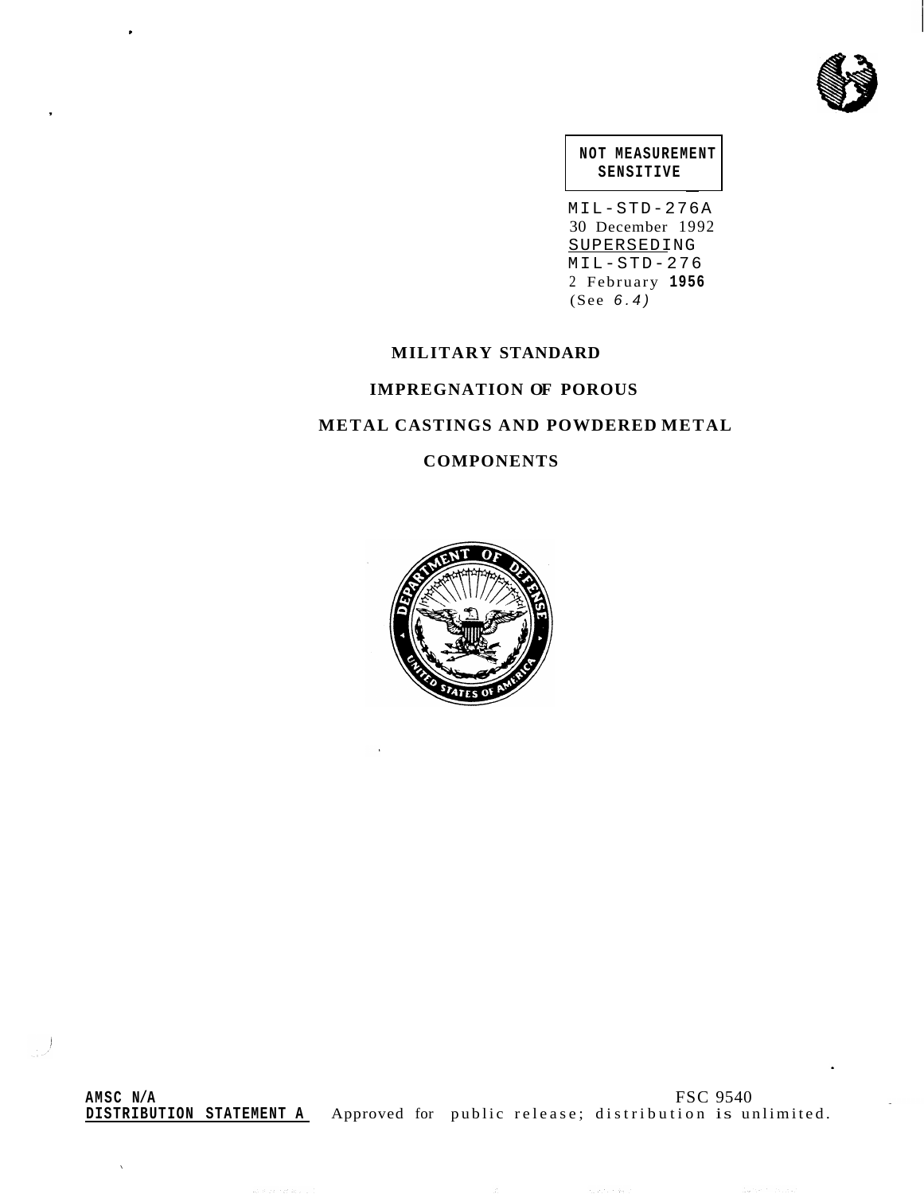**NOT MEASUREMENT SENSITIVE**

MIL-STD-276A
30 December 1992
SUPERSEDING
MIL-STD-276
2 February 1956
(See 6.4)

# MILITARY STANDARD

# IMPREGNATION OF POROUS METAL CASTINGS AND POWDERED METAL COMPONENTS

**AMSC N/A** FSC 9540

**DISTRIBUTION STATEMENT A** Approved for public release; distribution is unlimited.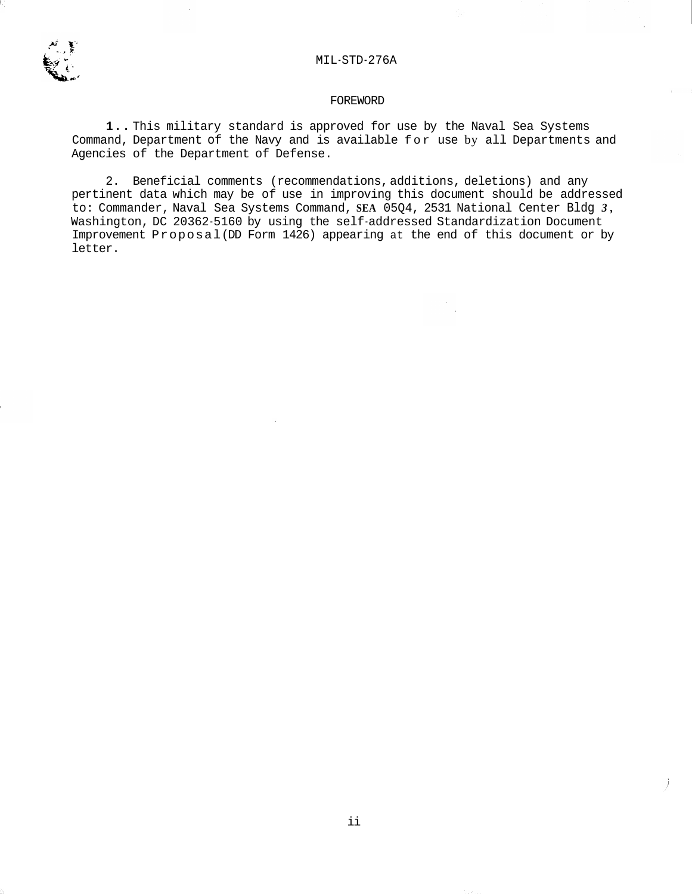# FOREWORD

1.. This military standard is approved for use by the Naval Sea Systems Command, Department of the Navy and is available for use by all Departments and Agencies of the Department of Defense.

2. Beneficial comments (recommendations, additions, deletions) and any pertinent data which may be of use in improving this document should be addressed to: Commander, Naval Sea Systems Command, SEA 05Q4, 2531 National Center Bldg 3, Washington, DC 20362-5160 by using the self-addressed Standardization Document Improvement Proposal (DD Form 1426) appearing at the end of this document or by letter.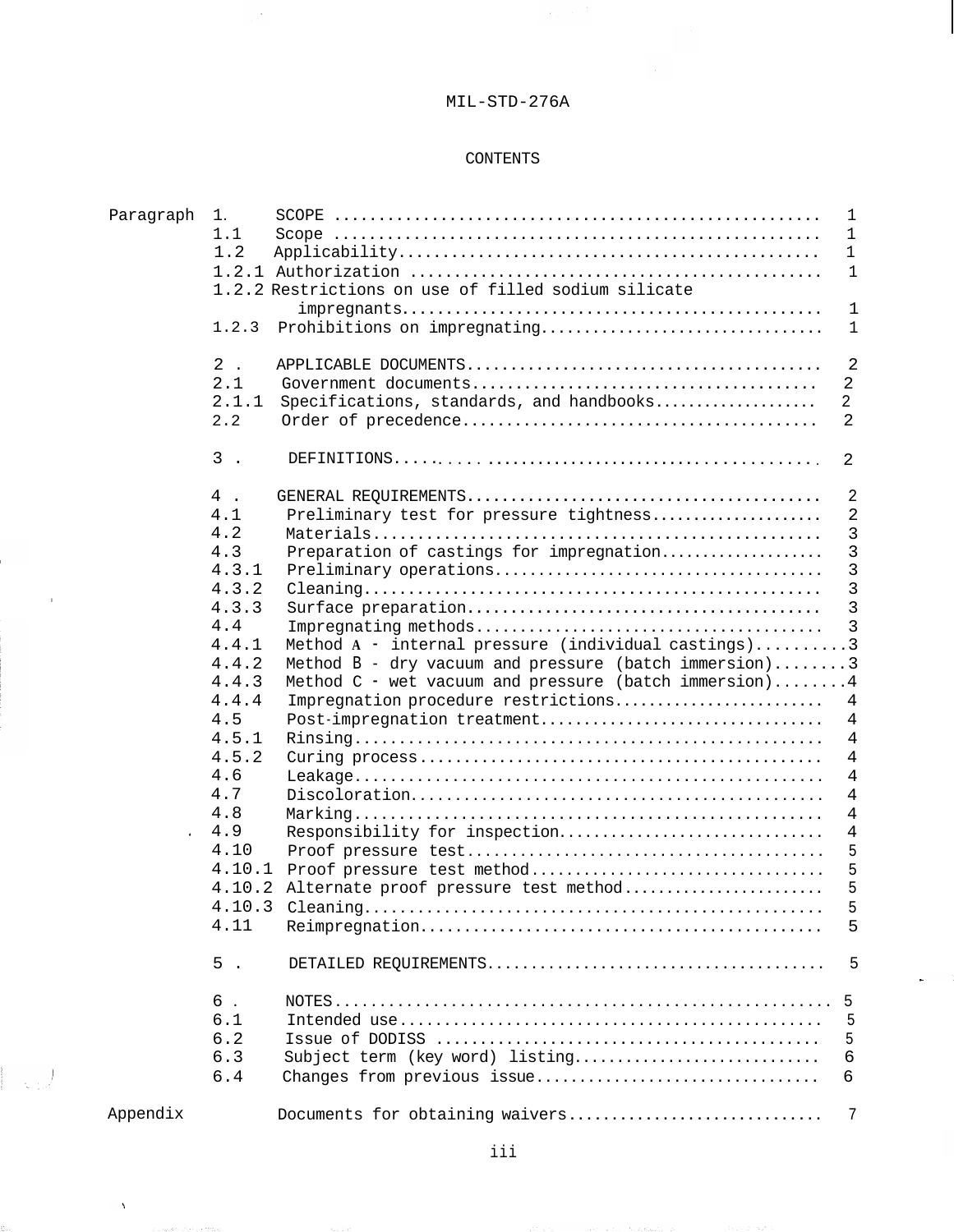MIL-STD-276A

# CONTENTS

| | | | |
|---|---|---|---|
| Paragraph | 1. | SCOPE | 1 |
| | 1.1 | Scope | 1 |
| | 1.2 | Applicability | 1 |
| | 1.2.1 | Authorization | 1 |
| | 1.2.2 | Restrictions on use of filled sodium silicate impregnants | 1 |
| | 1.2.3 | Prohibitions on impregnating | 1 |
| | 2. | APPLICABLE DOCUMENTS | 2 |
| | 2.1 | Government documents | 2 |
| | 2.1.1 | Specifications, standards, and handbooks | 2 |
| | 2.2 | Order of precedence | 2 |
| | 3. | DEFINITIONS | 2 |
| | 4. | GENERAL REQUIREMENTS | 2 |
| | 4.1 | Preliminary test for pressure tightness | 2 |
| | 4.2 | Materials | 3 |
| | 4.3 | Preparation of castings for impregnation | 3 |
| | 4.3.1 | Preliminary operations | 3 |
| | 4.3.2 | Cleaning | 3 |
| | 4.3.3 | Surface preparation | 3 |
| | 4.4 | Impregnating methods | 3 |
| | 4.4.1 | Method A - internal pressure (individual castings) | 3 |
| | 4.4.2 | Method B - dry vacuum and pressure (batch immersion) | 3 |
| | 4.4.3 | Method C - wet vacuum and pressure (batch immersion) | 4 |
| | 4.4.4 | Impregnation procedure restrictions | 4 |
| | 4.5 | Post-impregnation treatment | 4 |
| | 4.5.1 | Rinsing | 4 |
| | 4.5.2 | Curing process | 4 |
| | 4.6 | Leakage | 4 |
| | 4.7 | Discoloration | 4 |
| | 4.8 | Marking | 4 |
| | 4.9 | Responsibility for inspection | 4 |
| | 4.10 | Proof pressure test | 5 |
| | 4.10.1 | Proof pressure test method | 5 |
| | 4.10.2 | Alternate proof pressure test method | 5 |
| | 4.10.3 | Cleaning | 5 |
| | 4.11 | Reimpregnation | 5 |
| | 5. | DETAILED REQUIREMENTS | 5 |
| | 6. | NOTES | 5 |
| | 6.1 | Intended use | 5 |
| | 6.2 | Issue of DODISS | 5 |
| | 6.3 | Subject term (key word) listing | 6 |
| | 6.4 | Changes from previous issue | 6 |
| Appendix | | Documents for obtaining waivers | 7 |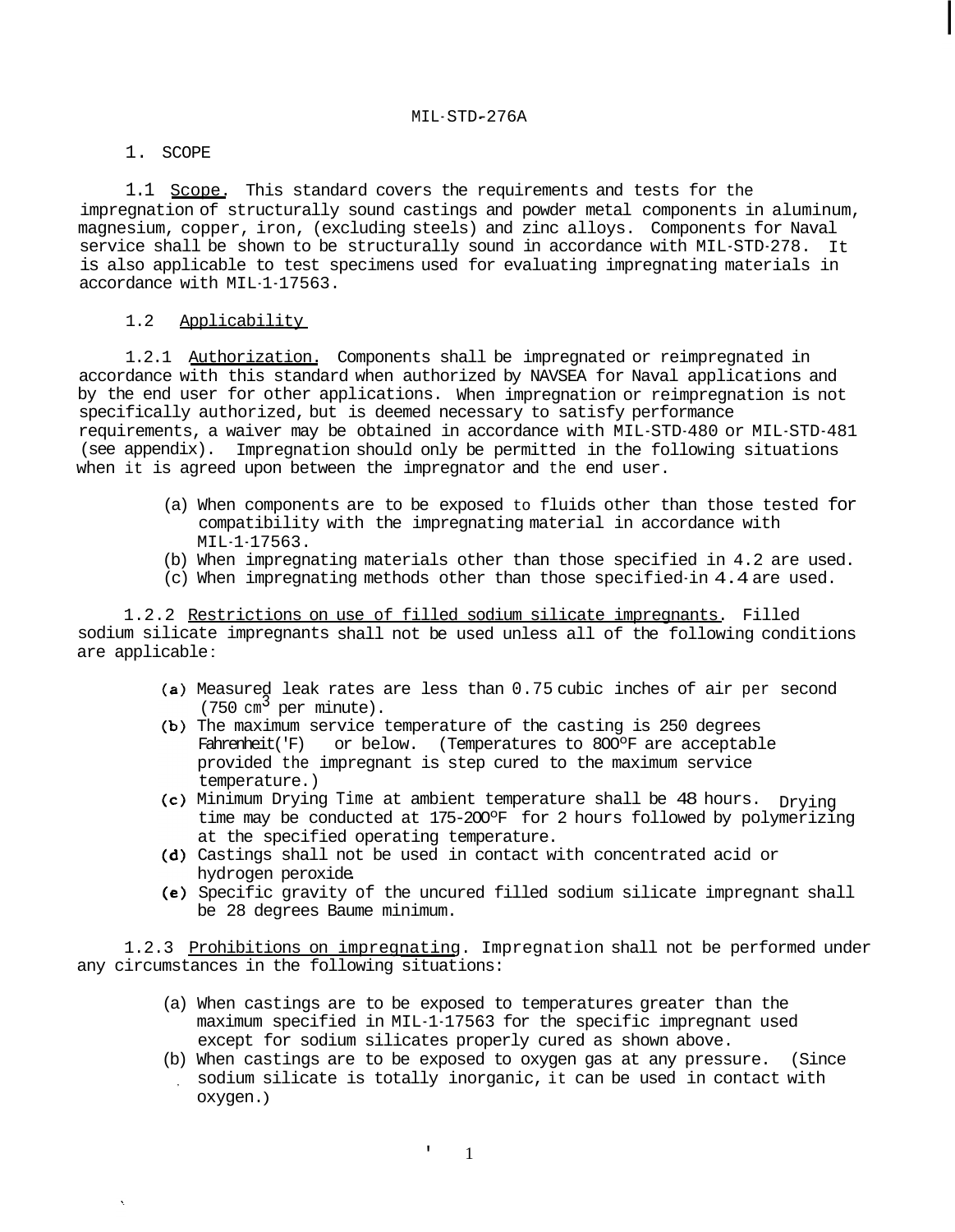1. SCOPE

1.1 Scope. This standard covers the requirements and tests for the impregnation of structurally sound castings and powder metal components in aluminum, magnesium, copper, iron, (excluding steels) and zinc alloys. Components for Naval service shall be shown to be structurally sound in accordance with MIL-STD-278. It is also applicable to test specimens used for evaluating impregnating materials in accordance with MIL-1-17563.

1.2 Applicability

1.2.1 Authorization. Components shall be impregnated or reimpregnated in accordance with this standard when authorized by NAVSEA for Naval applications and by the end user for other applications. When impregnation or reimpregnation is not specifically authorized, but is deemed necessary to satisfy performance requirements, a waiver may be obtained in accordance with MIL-STD-480 or MIL-STD-481 (see appendix). Impregnation should only be permitted in the following situations when it is agreed upon between the impregnator and the end user.

(a) When components are to be exposed to fluids other than those tested for compatibility with the impregnating material in accordance with MIL-1-17563.
(b) When impregnating materials other than those specified in 4.2 are used.
(c) When impregnating methods other than those specified in 4.4 are used.

1.2.2 Restrictions on use of filled sodium silicate impregnants. Filled sodium silicate impregnants shall not be used unless all of the following conditions are applicable:

(a) Measured leak rates are less than 0.75 cubic inches of air per second (750 $cm^3$ per minute).
(b) The maximum service temperature of the casting is 250 degrees Fahrenheit('F) or below. (Temperatures to 800°F are acceptable provided the impregnant is step cured to the maximum service temperature.)
(c) Minimum Drying Time at ambient temperature shall be 48 hours. Drying time may be conducted at 175-200°F for 2 hours followed by polymerizing at the specified operating temperature.
(d) Castings shall not be used in contact with concentrated acid or hydrogen peroxide.
(e) Specific gravity of the uncured filled sodium silicate impregnant shall be 28 degrees Baume minimum.

1.2.3 Prohibitions on impregnating. Impregnation shall not be performed under any circumstances in the following situations:

(a) When castings are to be exposed to temperatures greater than the maximum specified in MIL-1-17563 for the specific impregnant used except for sodium silicates properly cured as shown above.
(b) When castings are to be exposed to oxygen gas at any pressure. (Since sodium silicate is totally inorganic, it can be used in contact with oxygen.)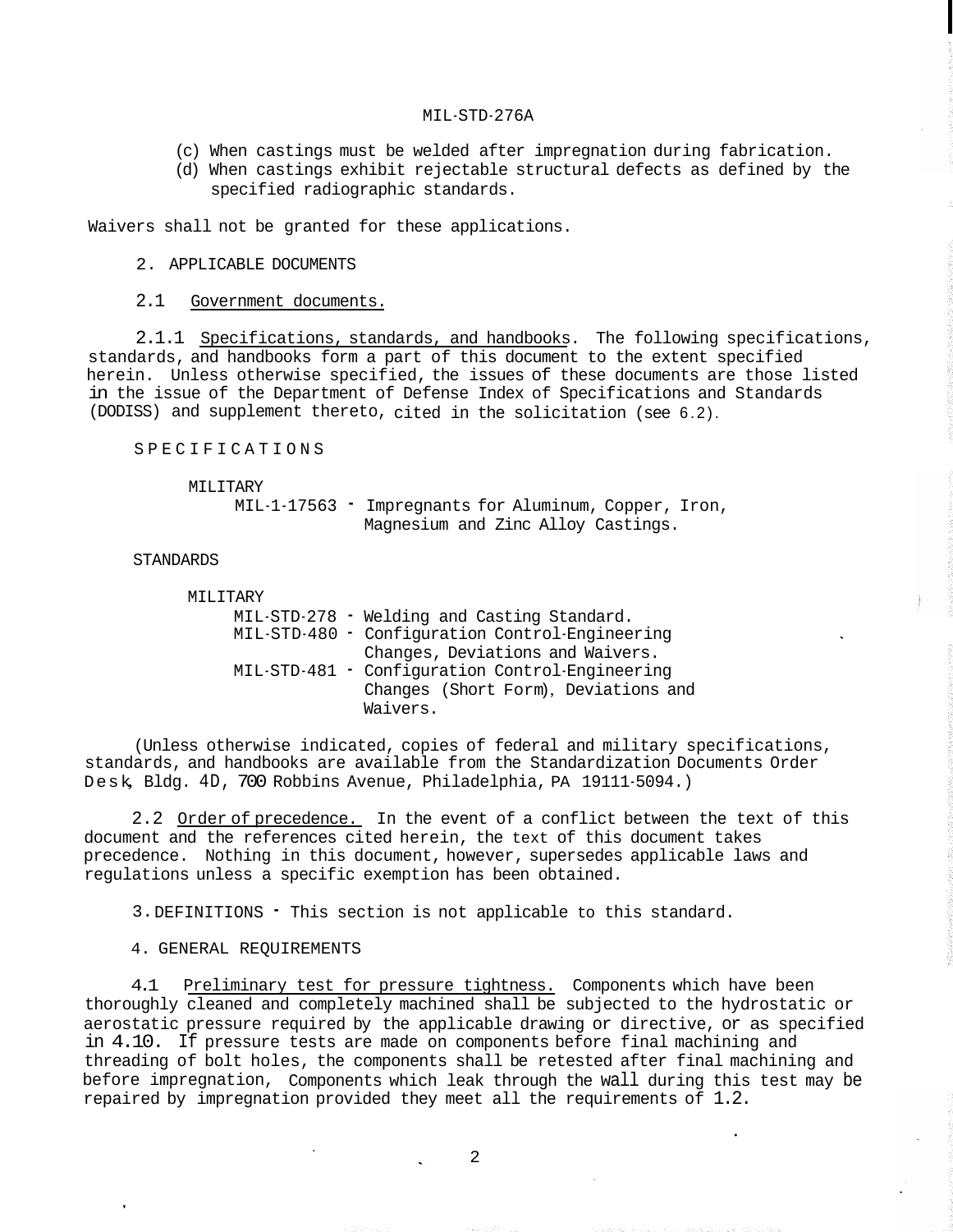(c) When castings must be welded after impregnation during fabrication.
(d) When castings exhibit rejectable structural defects as defined by the specified radiographic standards.

Waivers shall not be granted for these applications.

## 2. APPLICABLE DOCUMENTS

### 2.1 Government documents.

2.1.1 Specifications, standards, and handbooks. The following specifications, standards, and handbooks form a part of this document to the extent specified herein. Unless otherwise specified, the issues of these documents are those listed in the issue of the Department of Defense Index of Specifications and Standards (DODISS) and supplement thereto, cited in the solicitation (see 6.2).

SPECIFICATIONS

MILITARY

MIL-1-17563 - Impregnants for Aluminum, Copper, Iron, Magnesium and Zinc Alloy Castings.

STANDARDS

MILITARY

MIL-STD-278 - Welding and Casting Standard.
MIL-STD-480 - Configuration Control-Engineering Changes, Deviations and Waivers.
MIL-STD-481 - Configuration Control-Engineering Changes (Short Form), Deviations and Waivers.

(Unless otherwise indicated, copies of federal and military specifications, standards, and handbooks are available from the Standardization Documents Order Desk, Bldg. 4D, 700 Robbins Avenue, Philadelphia, PA 19111-5094.)

2.2 Order of precedence. In the event of a conflict between the text of this document and the references cited herein, the text of this document takes precedence. Nothing in this document, however, supersedes applicable laws and regulations unless a specific exemption has been obtained.

## 3. DEFINITIONS - This section is not applicable to this standard.

## 4. GENERAL REQUIREMENTS

4.1 Preliminary test for pressure tightness. Components which have been thoroughly cleaned and completely machined shall be subjected to the hydrostatic or aerostatic pressure required by the applicable drawing or directive, or as specified in 4.10. If pressure tests are made on components before final machining and threading of bolt holes, the components shall be retested after final machining and before impregnation, Components which leak through the wall during this test may be repaired by impregnation provided they meet all the requirements of 1.2.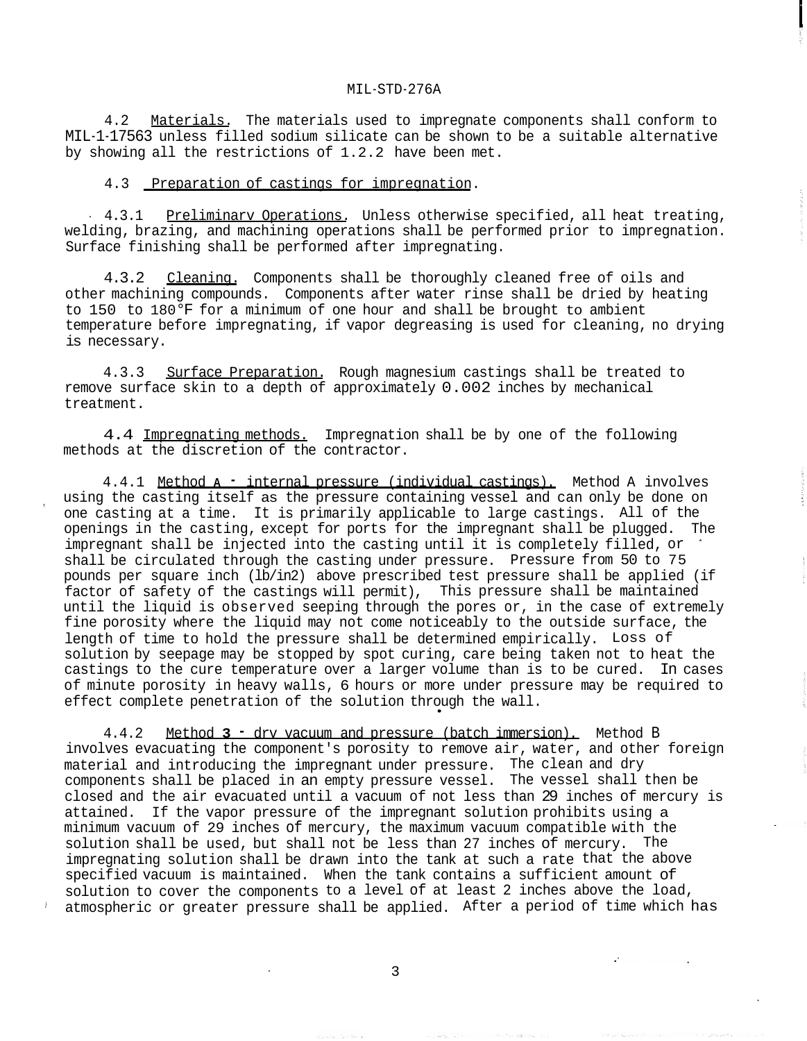4.2 Materials. The materials used to impregnate components shall conform to MIL-1-17563 unless filled sodium silicate can be shown to be a suitable alternative by showing all the restrictions of 1.2.2 have been met.

4.3 Preparation of castings for impregnation.

4.3.1 Preliminarv Operations. Unless otherwise specified, all heat treating, welding, brazing, and machining operations shall be performed prior to impregnation. Surface finishing shall be performed after impregnating.

4.3.2 Cleaning. Components shall be thoroughly cleaned free of oils and other machining compounds. Components after water rinse shall be dried by heating to 150 to 180°F for a minimum of one hour and shall be brought to ambient temperature before impregnating, if vapor degreasing is used for cleaning, no drying is necessary.

4.3.3 Surface Preparation. Rough magnesium castings shall be treated to remove surface skin to a depth of approximately 0.002 inches by mechanical treatment.

4.4 Impregnating methods. Impregnation shall be by one of the following methods at the discretion of the contractor.

4.4.1 Method A - internal pressure (individual castings). Method A involves using the casting itself as the pressure containing vessel and can only be done on one casting at a time. It is primarily applicable to large castings. All of the openings in the casting, except for ports for the impregnant shall be plugged. The impregnant shall be injected into the casting until it is completely filled, or shall be circulated through the casting under pressure. Pressure from 50 to 75 pounds per square inch (lb/in2) above prescribed test pressure shall be applied (if factor of safety of the castings will permit), This pressure shall be maintained until the liquid is observed seeping through the pores or, in the case of extremely fine porosity where the liquid may not come noticeably to the outside surface, the length of time to hold the pressure shall be determined empirically. Loss of solution by seepage may be stopped by spot curing, care being taken not to heat the castings to the cure temperature over a larger volume than is to be cured. In cases of minute porosity in heavy walls, 6 hours or more under pressure may be required to effect complete penetration of the solution through the wall.

4.4.2 Method 3 - drv vacuum and pressure (batch immersion). Method B involves evacuating the component's porosity to remove air, water, and other foreign material and introducing the impregnant under pressure. The clean and dry components shall be placed in an empty pressure vessel. The vessel shall then be closed and the air evacuated until a vacuum of not less than 29 inches of mercury is attained. If the vapor pressure of the impregnant solution prohibits using a minimum vacuum of 29 inches of mercury, the maximum vacuum compatible with the solution shall be used, but shall not be less than 27 inches of mercury. The impregnating solution shall be drawn into the tank at such a rate that the above specified vacuum is maintained. When the tank contains a sufficient amount of solution to cover the components to a level of at least 2 inches above the load, atmospheric or greater pressure shall be applied. After a period of time which has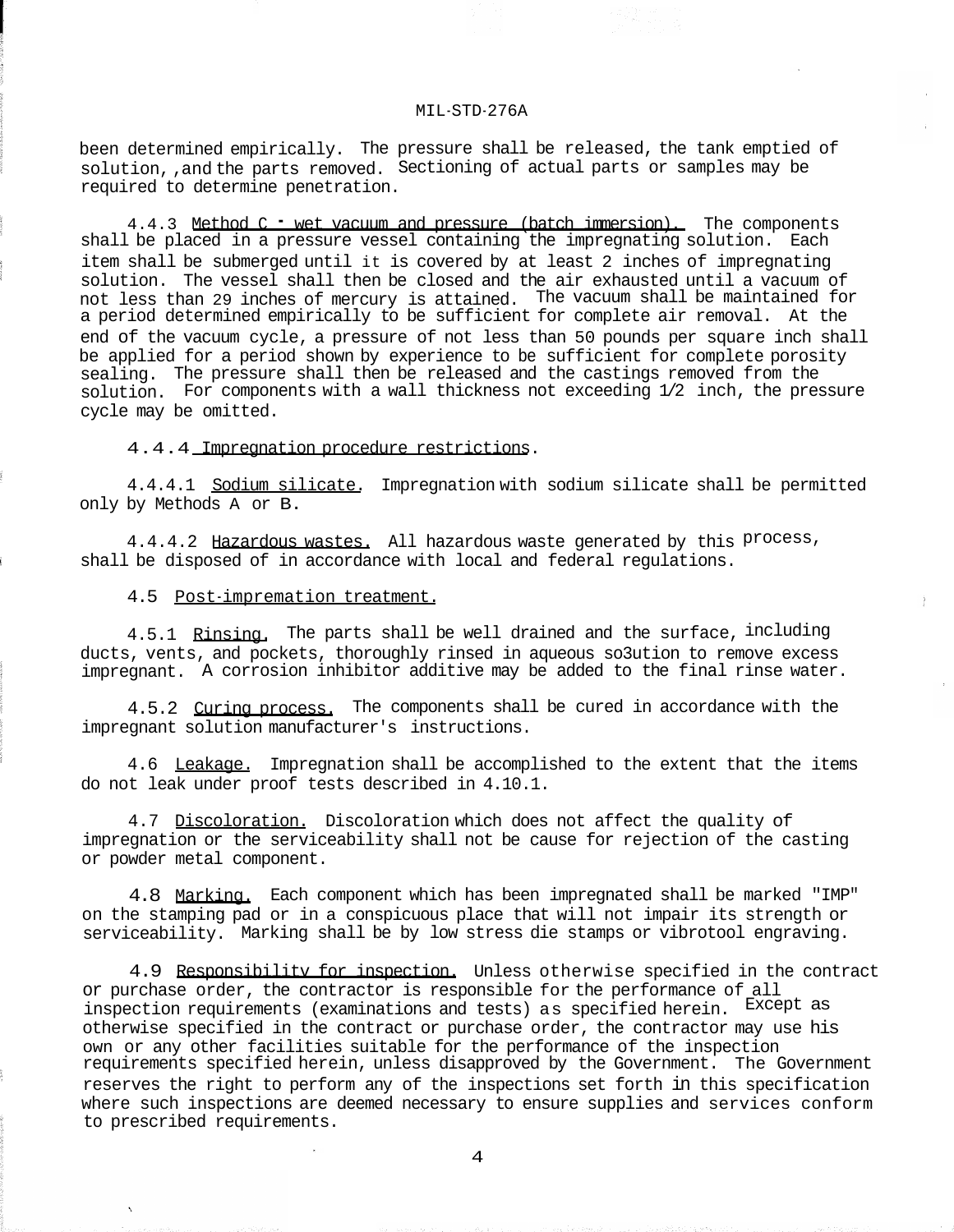been determined empirically. The pressure shall be released, the tank emptied of solution, ,and the parts removed. Sectioning of actual parts or samples may be required to determine penetration.

4.4.3 Method C - wet vacuum and pressure (batch immersion). The components shall be placed in a pressure vessel containing the impregnating solution. Each item shall be submerged until it is covered by at least 2 inches of impregnating solution. The vessel shall then be closed and the air exhausted until a vacuum of not less than 29 inches of mercury is attained. The vacuum shall be maintained for a period determined empirically to be sufficient for complete air removal. At the end of the vacuum cycle, a pressure of not less than 50 pounds per square inch shall be applied for a period shown by experience to be sufficient for complete porosity sealing. The pressure shall then be released and the castings removed from the solution. For components with a wall thickness not exceeding 1/2 inch, the pressure cycle may be omitted.

4.4.4 Impregnation procedure restrictions.

4.4.4.1 Sodium silicate. Impregnation with sodium silicate shall be permitted only by Methods A or B.

4.4.4.2 Hazardous wastes. All hazardous waste generated by this process, shall be disposed of in accordance with local and federal regulations.

4.5 Post-impremation treatment.

4.5.1 Rinsing. The parts shall be well drained and the surface, including ducts, vents, and pockets, thoroughly rinsed in aqueous so3ution to remove excess impregnant. A corrosion inhibitor additive may be added to the final rinse water.

4.5.2 Curing process. The components shall be cured in accordance with the impregnant solution manufacturer's instructions.

4.6 Leakage. Impregnation shall be accomplished to the extent that the items do not leak under proof tests described in 4.10.1.

4.7 Discoloration. Discoloration which does not affect the quality of impregnation or the serviceability shall not be cause for rejection of the casting or powder metal component.

4.8 Marking. Each component which has been impregnated shall be marked "IMP" on the stamping pad or in a conspicuous place that will not impair its strength or serviceability. Marking shall be by low stress die stamps or vibrotool engraving.

4.9 Responsibility for inspection. Unless otherwise specified in the contract or purchase order, the contractor is responsible for the performance of all inspection requirements (examinations and tests) as specified herein. Except as otherwise specified in the contract or purchase order, the contractor may use his own or any other facilities suitable for the performance of the inspection requirements specified herein, unless disapproved by the Government. The Government reserves the right to perform any of the inspections set forth in this specification where such inspections are deemed necessary to ensure supplies and services conform to prescribed requirements.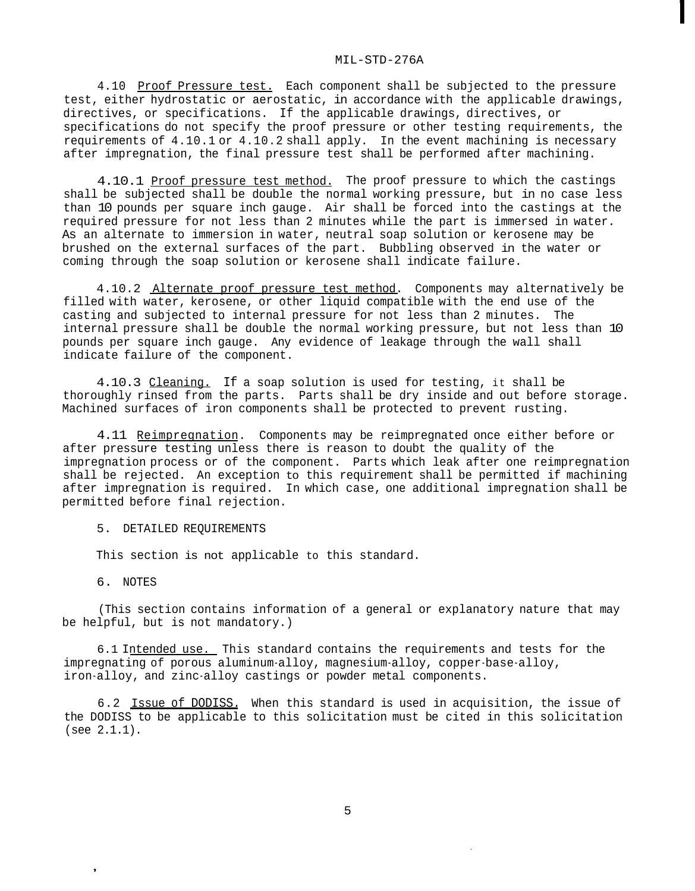4.10 Proof Pressure test. Each component shall be subjected to the pressure test, either hydrostatic or aerostatic, in accordance with the applicable drawings, directives, or specifications. If the applicable drawings, directives, or specifications do not specify the proof pressure or other testing requirements, the requirements of 4.10.1 or 4.10.2 shall apply. In the event machining is necessary after impregnation, the final pressure test shall be performed after machining.

4.10.1 Proof pressure test method. The proof pressure to which the castings shall be subjected shall be double the normal working pressure, but in no case less than 10 pounds per square inch gauge. Air shall be forced into the castings at the required pressure for not less than 2 minutes while the part is immersed in water. As an alternate to immersion in water, neutral soap solution or kerosene may be brushed on the external surfaces of the part. Bubbling observed in the water or coming through the soap solution or kerosene shall indicate failure.

4.10.2 Alternate proof pressure test method. Components may alternatively be filled with water, kerosene, or other liquid compatible with the end use of the casting and subjected to internal pressure for not less than 2 minutes. The internal pressure shall be double the normal working pressure, but not less than 10 pounds per square inch gauge. Any evidence of leakage through the wall shall indicate failure of the component.

4.10.3 Cleaning. If a soap solution is used for testing, it shall be thoroughly rinsed from the parts. Parts shall be dry inside and out before storage. Machined surfaces of iron components shall be protected to prevent rusting.

4.11 Reimpregnation. Components may be reimpregnated once either before or after pressure testing unless there is reason to doubt the quality of the impregnation process or of the component. Parts which leak after one reimpregnation shall be rejected. An exception to this requirement shall be permitted if machining after impregnation is required. In which case, one additional impregnation shall be permitted before final rejection.

## 5. DETAILED REQUIREMENTS

This section is not applicable to this standard.

## 6. NOTES

(This section contains information of a general or explanatory nature that may be helpful, but is not mandatory.)

6.1 Intended use. This standard contains the requirements and tests for the impregnating of porous aluminum-alloy, magnesium-alloy, copper-base-alloy, iron-alloy, and zinc-alloy castings or powder metal components.

6.2 Issue of DODISS. When this standard is used in acquisition, the issue of the DODISS to be applicable to this solicitation must be cited in this solicitation (see 2.1.1).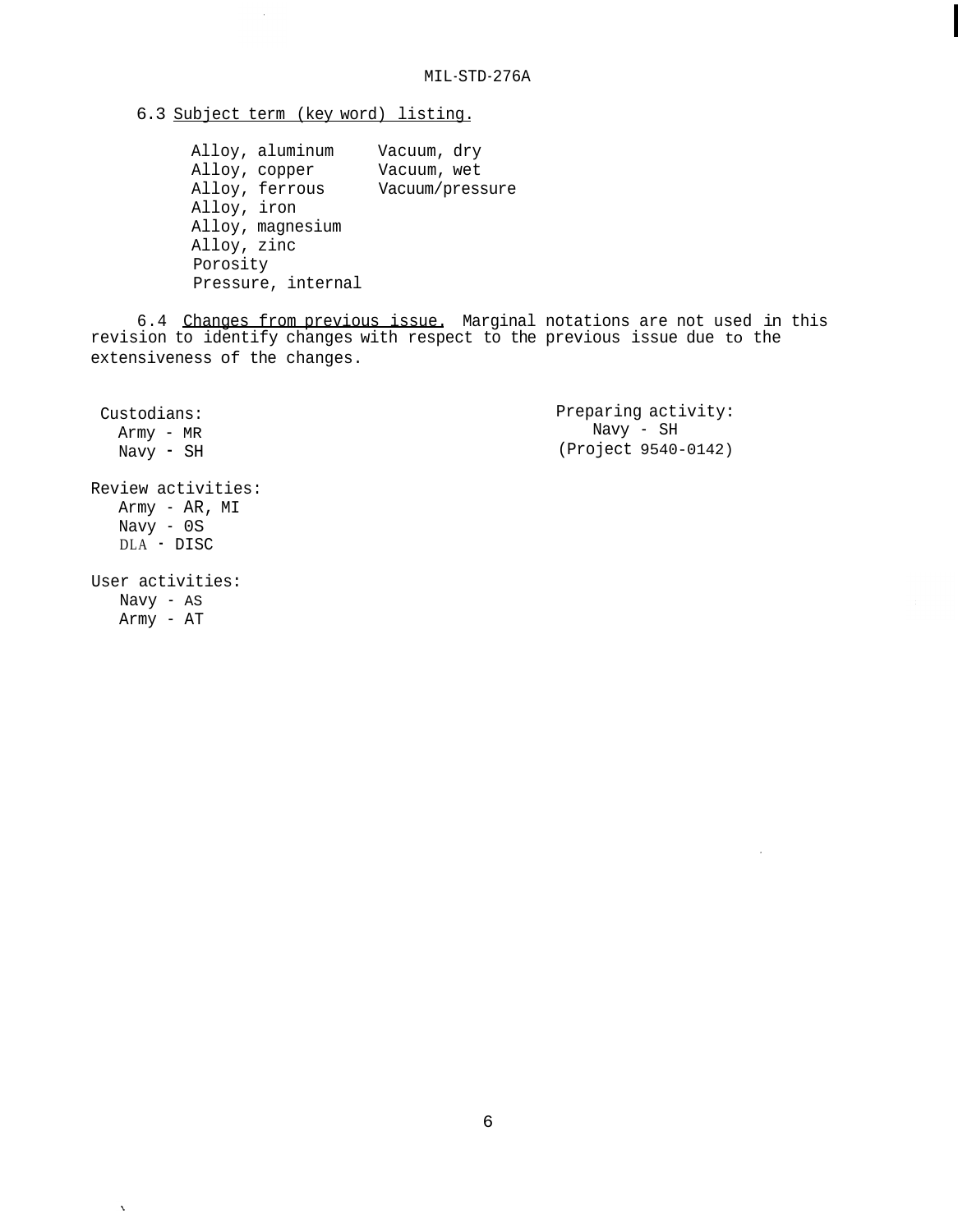6.3 Subject term (key word) listing.

| | |
|---|---|
| Alloy, aluminum | Vacuum, dry |
| Alloy, copper | Vacuum, wet |
| Alloy, ferrous | Vacuum/pressure |
| Alloy, iron | |
| Alloy, magnesium | |
| Alloy, zinc | |
| Porosity | |
| Pressure, internal | |

6.4 Changes from previous issue. Marginal notations are not used in this revision to identify changes with respect to the previous issue due to the extensiveness of the changes.

Custodians:
Army - MR
Navy - SH

Preparing activity:
Navy - SH
(Project 9540-0142)

Review activities:
Army - AR, MI
Navy - OS
DLA - DISC

User activities:
Navy - AS
Army - AT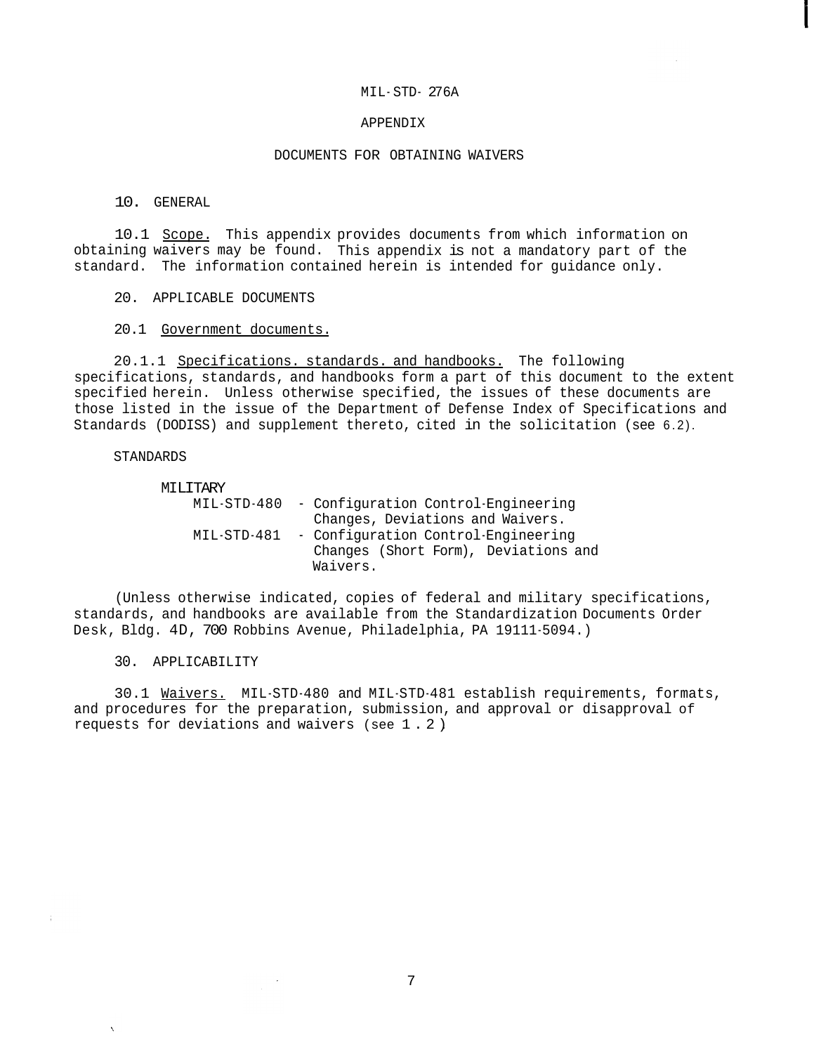MIL-STD-276A

APPENDIX

DOCUMENTS FOR OBTAINING WAIVERS

## 10. GENERAL

10.1 Scope. This appendix provides documents from which information on obtaining waivers may be found. This appendix is not a mandatory part of the standard. The information contained herein is intended for guidance only.

## 20. APPLICABLE DOCUMENTS

20.1 Government documents.

20.1.1 Specifications. standards. and handbooks. The following specifications, standards, and handbooks form a part of this document to the extent specified herein. Unless otherwise specified, the issues of these documents are those listed in the issue of the Department of Defense Index of Specifications and Standards (DODISS) and supplement thereto, cited in the solicitation (see 6.2).

STANDARDS

MILITARY

- MIL-STD-480 - Configuration Control-Engineering Changes, Deviations and Waivers.
- MIL-STD-481 - Configuration Control-Engineering Changes (Short Form), Deviations and Waivers.

(Unless otherwise indicated, copies of federal and military specifications, standards, and handbooks are available from the Standardization Documents Order Desk, Bldg. 4D, 700 Robbins Avenue, Philadelphia, PA 19111-5094.)

## 30. APPLICABILITY

30.1 Waivers. MIL-STD-480 and MIL-STD-481 establish requirements, formats, and procedures for the preparation, submission, and approval or disapproval of requests for deviations and waivers (see 1.2)